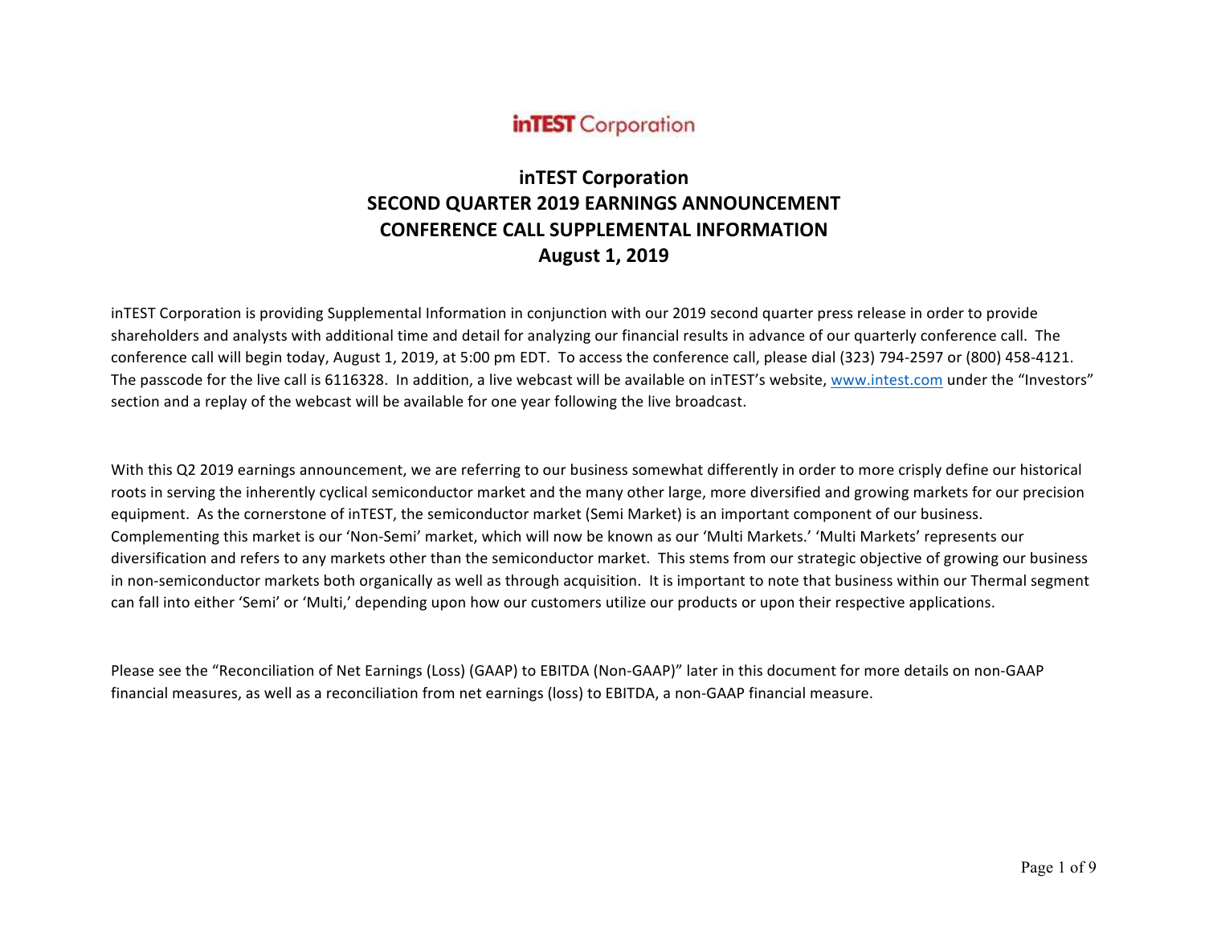**inTEST Corporation**

# inTEST Corporation
# SECOND QUARTER 2019 EARNINGS ANNOUNCEMENT
# CONFERENCE CALL SUPPLEMENTAL INFORMATION
# August 1, 2019

inTEST Corporation is providing Supplemental Information in conjunction with our 2019 second quarter press release in order to provide shareholders and analysts with additional time and detail for analyzing our financial results in advance of our quarterly conference call. The conference call will begin today, August 1, 2019, at 5:00 pm EDT. To access the conference call, please dial (323) 794-2597 or (800) 458-4121. The passcode for the live call is 6116328. In addition, a live webcast will be available on inTEST's website, www.intest.com under the "Investors" section and a replay of the webcast will be available for one year following the live broadcast.

With this Q2 2019 earnings announcement, we are referring to our business somewhat differently in order to more crisply define our historical roots in serving the inherently cyclical semiconductor market and the many other large, more diversified and growing markets for our precision equipment. As the cornerstone of inTEST, the semiconductor market (Semi Market) is an important component of our business. Complementing this market is our 'Non-Semi' market, which will now be known as our 'Multi Markets.' 'Multi Markets' represents our diversification and refers to any markets other than the semiconductor market. This stems from our strategic objective of growing our business in non-semiconductor markets both organically as well as through acquisition. It is important to note that business within our Thermal segment can fall into either 'Semi' or 'Multi,' depending upon how our customers utilize our products or upon their respective applications.

Please see the "Reconciliation of Net Earnings (Loss) (GAAP) to EBITDA (Non-GAAP)" later in this document for more details on non-GAAP financial measures, as well as a reconciliation from net earnings (loss) to EBITDA, a non-GAAP financial measure.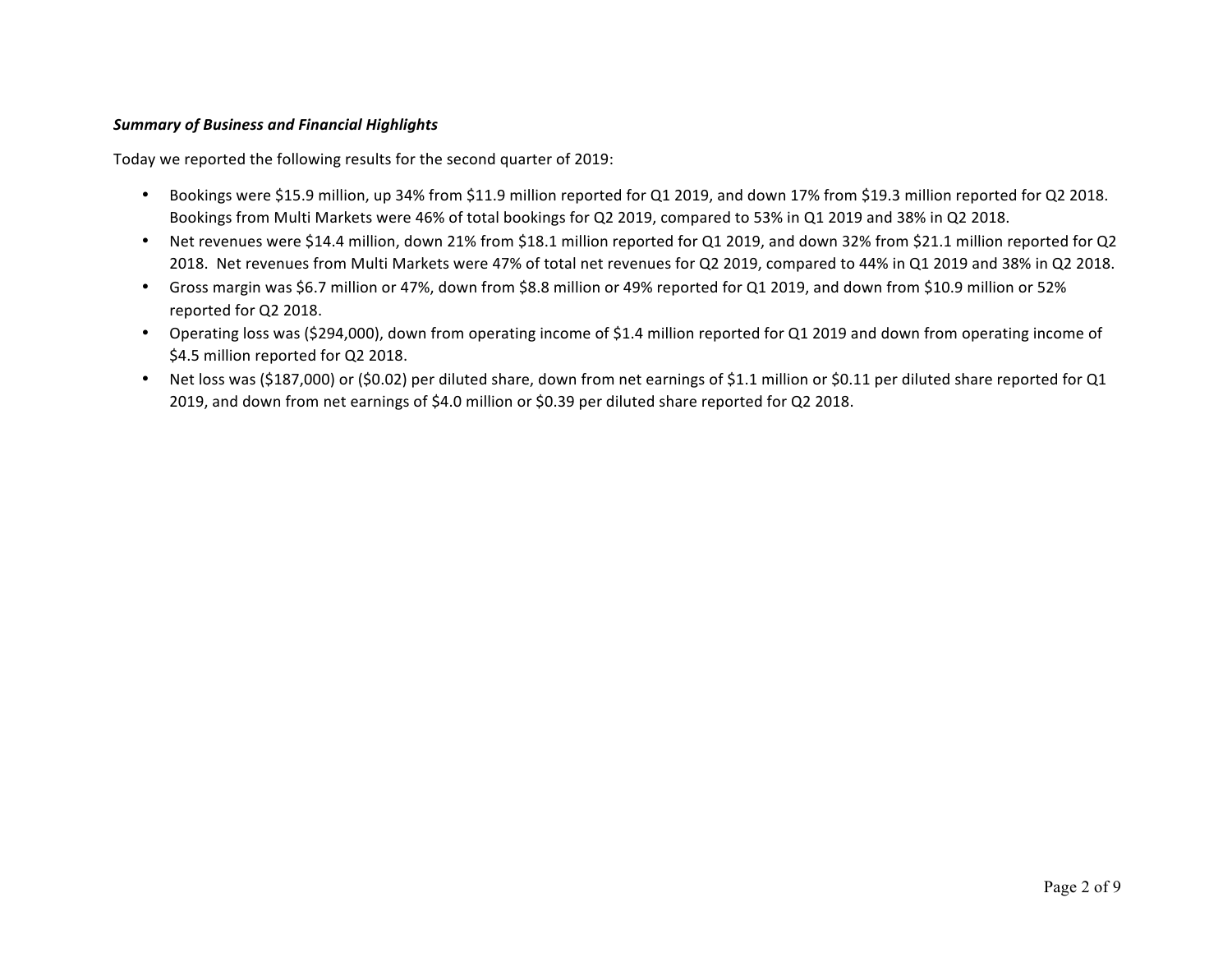***Summary of Business and Financial Highlights***

Today we reported the following results for the second quarter of 2019:

- Bookings were $15.9 million, up 34% from $11.9 million reported for Q1 2019, and down 17% from $19.3 million reported for Q2 2018. Bookings from Multi Markets were 46% of total bookings for Q2 2019, compared to 53% in Q1 2019 and 38% in Q2 2018.
- Net revenues were $14.4 million, down 21% from $18.1 million reported for Q1 2019, and down 32% from $21.1 million reported for Q2 2018. Net revenues from Multi Markets were 47% of total net revenues for Q2 2019, compared to 44% in Q1 2019 and 38% in Q2 2018.
- Gross margin was $6.7 million or 47%, down from $8.8 million or 49% reported for Q1 2019, and down from $10.9 million or 52% reported for Q2 2018.
- Operating loss was ($294,000), down from operating income of $1.4 million reported for Q1 2019 and down from operating income of $4.5 million reported for Q2 2018.
- Net loss was ($187,000) or ($0.02) per diluted share, down from net earnings of $1.1 million or $0.11 per diluted share reported for Q1 2019, and down from net earnings of $4.0 million or $0.39 per diluted share reported for Q2 2018.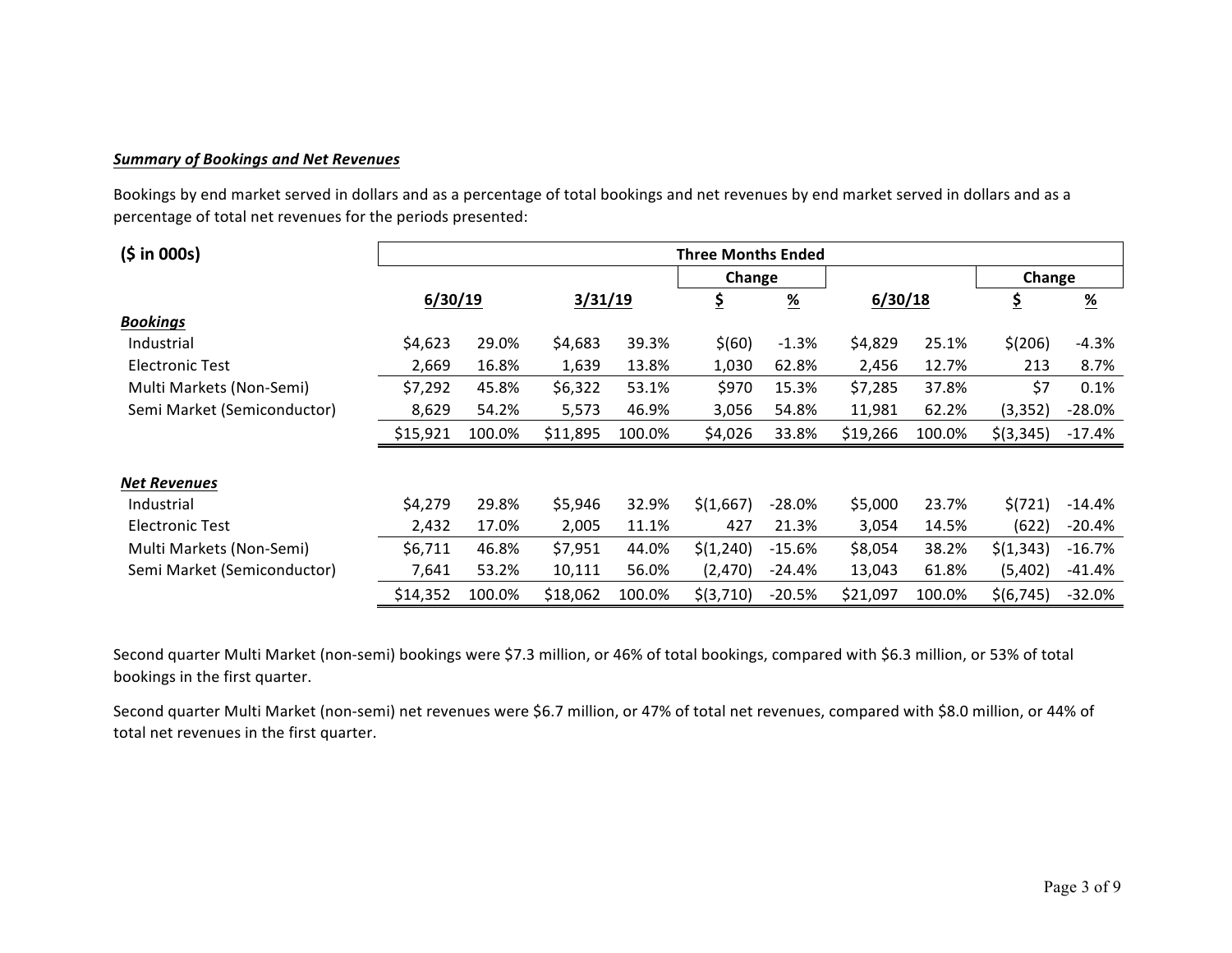***Summary of Bookings and Net Revenues***

Bookings by end market served in dollars and as a percentage of total bookings and net revenues by end market served in dollars and as a percentage of total net revenues for the periods presented:

| ($ in 000s) | Three Months Ended | | | | | | | | | |
|---|---|---|---|---|---|---|---|---|---|---|
| | | | | | Change | | | | Change | |
| | 6/30/19 | | 3/31/19 | | $ | % | 6/30/18 | | $ | % |
| ***Bookings*** | | | | | | | | | | |
| Industrial | $4,623 | 29.0% | $4,683 | 39.3% | $(60) | -1.3% | $4,829 | 25.1% | $(206) | -4.3% |
| Electronic Test | 2,669 | 16.8% | 1,639 | 13.8% | 1,030 | 62.8% | 2,456 | 12.7% | 213 | 8.7% |
| Multi Markets (Non-Semi) | $7,292 | 45.8% | $6,322 | 53.1% | $970 | 15.3% | $7,285 | 37.8% | $7 | 0.1% |
| Semi Market (Semiconductor) | 8,629 | 54.2% | 5,573 | 46.9% | 3,056 | 54.8% | 11,981 | 62.2% | (3,352) | -28.0% |
| | $15,921 | 100.0% | $11,895 | 100.0% | $4,026 | 33.8% | $19,266 | 100.0% | $(3,345) | -17.4% |
| ***Net Revenues*** | | | | | | | | | | |
| Industrial | $4,279 | 29.8% | $5,946 | 32.9% | $(1,667) | -28.0% | $5,000 | 23.7% | $(721) | -14.4% |
| Electronic Test | 2,432 | 17.0% | 2,005 | 11.1% | 427 | 21.3% | 3,054 | 14.5% | (622) | -20.4% |
| Multi Markets (Non-Semi) | $6,711 | 46.8% | $7,951 | 44.0% | $(1,240) | -15.6% | $8,054 | 38.2% | $(1,343) | -16.7% |
| Semi Market (Semiconductor) | 7,641 | 53.2% | 10,111 | 56.0% | (2,470) | -24.4% | 13,043 | 61.8% | (5,402) | -41.4% |
| | $14,352 | 100.0% | $18,062 | 100.0% | $(3,710) | -20.5% | $21,097 | 100.0% | $(6,745) | -32.0% |

Second quarter Multi Market (non-semi) bookings were $7.3 million, or 46% of total bookings, compared with $6.3 million, or 53% of total bookings in the first quarter.

Second quarter Multi Market (non-semi) net revenues were $6.7 million, or 47% of total net revenues, compared with $8.0 million, or 44% of total net revenues in the first quarter.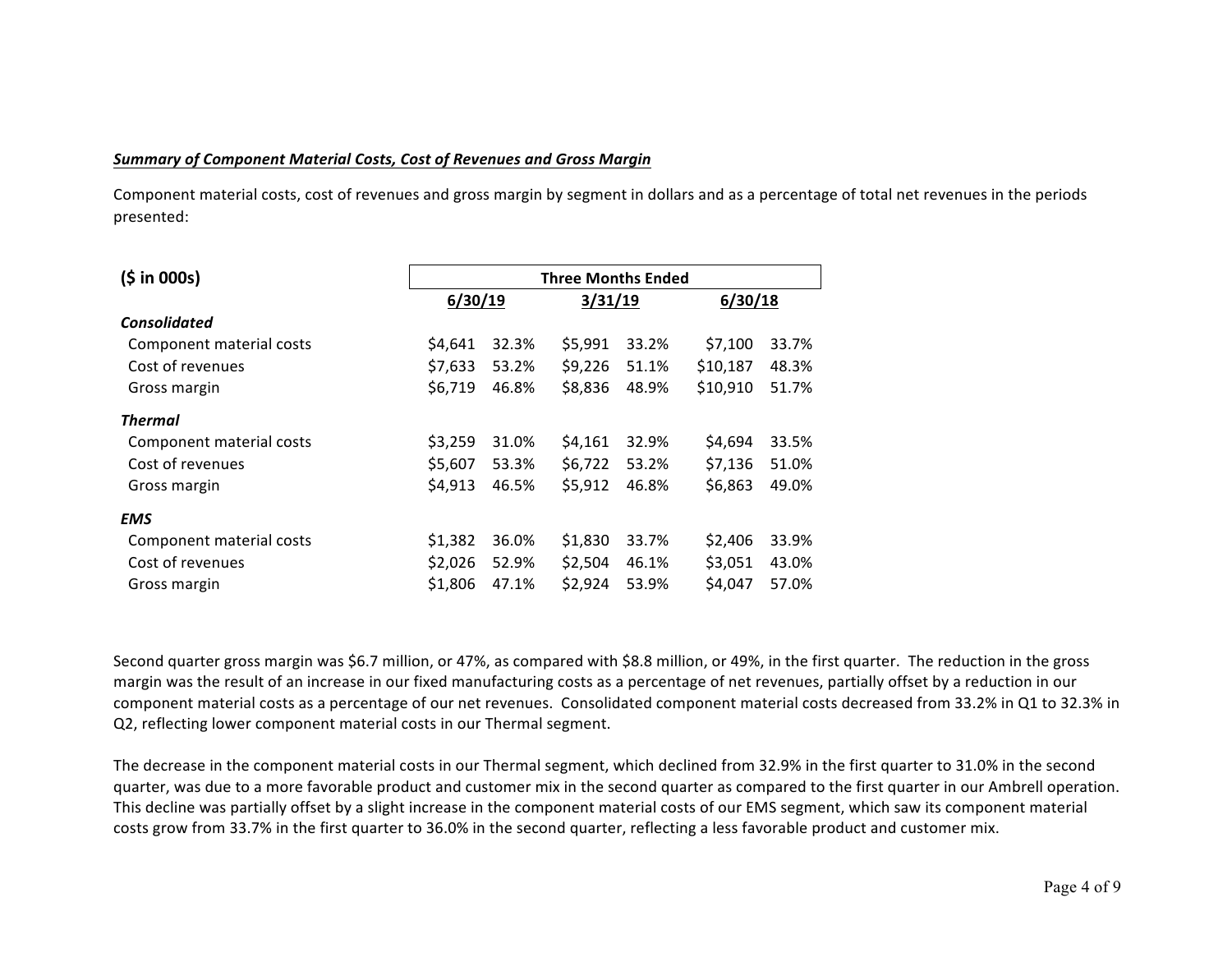***Summary of Component Material Costs, Cost of Revenues and Gross Margin***

Component material costs, cost of revenues and gross margin by segment in dollars and as a percentage of total net revenues in the periods presented:

| **($ in 000s)** | **Three Months Ended** | | | | | |
|---|---|---|---|---|---|---|
| | **6/30/19** | | **3/31/19** | | **6/30/18** | |
| ***Consolidated*** | | | | | | |
| Component material costs | $4,641 | 32.3% | $5,991 | 33.2% | $7,100 | 33.7% |
| Cost of revenues | $7,633 | 53.2% | $9,226 | 51.1% | $10,187 | 48.3% |
| Gross margin | $6,719 | 46.8% | $8,836 | 48.9% | $10,910 | 51.7% |
| ***Thermal*** | | | | | | |
| Component material costs | $3,259 | 31.0% | $4,161 | 32.9% | $4,694 | 33.5% |
| Cost of revenues | $5,607 | 53.3% | $6,722 | 53.2% | $7,136 | 51.0% |
| Gross margin | $4,913 | 46.5% | $5,912 | 46.8% | $6,863 | 49.0% |
| ***EMS*** | | | | | | |
| Component material costs | $1,382 | 36.0% | $1,830 | 33.7% | $2,406 | 33.9% |
| Cost of revenues | $2,026 | 52.9% | $2,504 | 46.1% | $3,051 | 43.0% |
| Gross margin | $1,806 | 47.1% | $2,924 | 53.9% | $4,047 | 57.0% |

Second quarter gross margin was $6.7 million, or 47%, as compared with $8.8 million, or 49%, in the first quarter. The reduction in the gross margin was the result of an increase in our fixed manufacturing costs as a percentage of net revenues, partially offset by a reduction in our component material costs as a percentage of our net revenues. Consolidated component material costs decreased from 33.2% in Q1 to 32.3% in Q2, reflecting lower component material costs in our Thermal segment.

The decrease in the component material costs in our Thermal segment, which declined from 32.9% in the first quarter to 31.0% in the second quarter, was due to a more favorable product and customer mix in the second quarter as compared to the first quarter in our Ambrell operation. This decline was partially offset by a slight increase in the component material costs of our EMS segment, which saw its component material costs grow from 33.7% in the first quarter to 36.0% in the second quarter, reflecting a less favorable product and customer mix.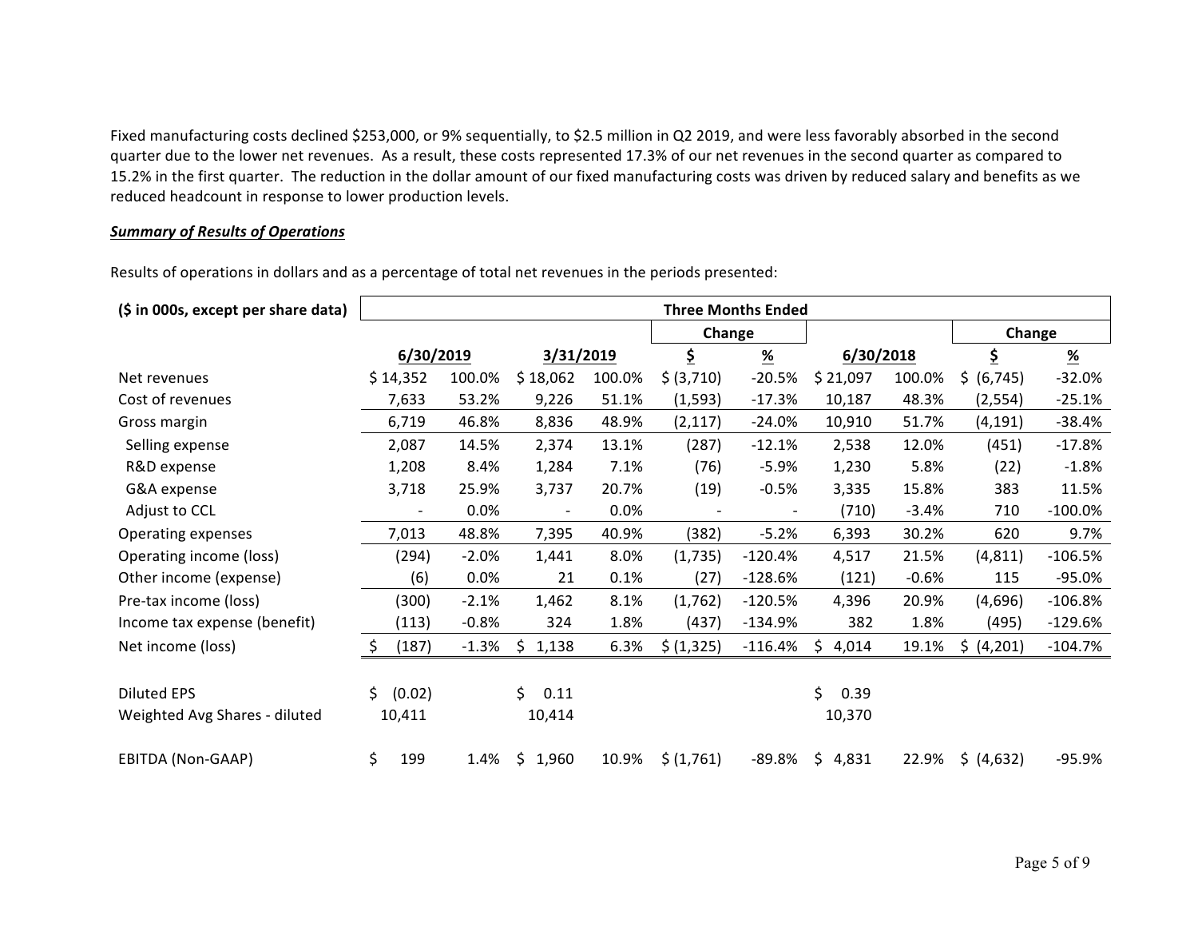Fixed manufacturing costs declined $253,000, or 9% sequentially, to $2.5 million in Q2 2019, and were less favorably absorbed in the second quarter due to the lower net revenues. As a result, these costs represented 17.3% of our net revenues in the second quarter as compared to 15.2% in the first quarter. The reduction in the dollar amount of our fixed manufacturing costs was driven by reduced salary and benefits as we reduced headcount in response to lower production levels.

***Summary of Results of Operations***

Results of operations in dollars and as a percentage of total net revenues in the periods presented:

| ($ in 000s, except per share data) | Three Months Ended | | | | | | | | | |
|---|---|---|---|---|---|---|---|---|---|---|
| | | | | | Change | | | | Change | |
| | 6/30/2019 | | 3/31/2019 | | $ | % | 6/30/2018 | | $ | % |
| Net revenues | $ 14,352 | 100.0% | $ 18,062 | 100.0% | $ (3,710) | -20.5% | $ 21,097 | 100.0% | $ (6,745) | -32.0% |
| Cost of revenues | 7,633 | 53.2% | 9,226 | 51.1% | (1,593) | -17.3% | 10,187 | 48.3% | (2,554) | -25.1% |
| Gross margin | 6,719 | 46.8% | 8,836 | 48.9% | (2,117) | -24.0% | 10,910 | 51.7% | (4,191) | -38.4% |
| Selling expense | 2,087 | 14.5% | 2,374 | 13.1% | (287) | -12.1% | 2,538 | 12.0% | (451) | -17.8% |
| R&D expense | 1,208 | 8.4% | 1,284 | 7.1% | (76) | -5.9% | 1,230 | 5.8% | (22) | -1.8% |
| G&A expense | 3,718 | 25.9% | 3,737 | 20.7% | (19) | -0.5% | 3,335 | 15.8% | 383 | 11.5% |
| Adjust to CCL | - | 0.0% | - | 0.0% | - | - | (710) | -3.4% | 710 | -100.0% |
| Operating expenses | 7,013 | 48.8% | 7,395 | 40.9% | (382) | -5.2% | 6,393 | 30.2% | 620 | 9.7% |
| Operating income (loss) | (294) | -2.0% | 1,441 | 8.0% | (1,735) | -120.4% | 4,517 | 21.5% | (4,811) | -106.5% |
| Other income (expense) | (6) | 0.0% | 21 | 0.1% | (27) | -128.6% | (121) | -0.6% | 115 | -95.0% |
| Pre-tax income (loss) | (300) | -2.1% | 1,462 | 8.1% | (1,762) | -120.5% | 4,396 | 20.9% | (4,696) | -106.8% |
| Income tax expense (benefit) | (113) | -0.8% | 324 | 1.8% | (437) | -134.9% | 382 | 1.8% | (495) | -129.6% |
| Net income (loss) | $ (187) | -1.3% | $ 1,138 | 6.3% | $ (1,325) | -116.4% | $ 4,014 | 19.1% | $ (4,201) | -104.7% |
| | | | | | | | | | | |
| Diluted EPS | $ (0.02) | | $ 0.11 | | | | $ 0.39 | | | |
| Weighted Avg Shares - diluted | 10,411 | | 10,414 | | | | 10,370 | | | |
| | | | | | | | | | | |
| EBITDA (Non-GAAP) | $ 199 | 1.4% | $ 1,960 | 10.9% | $ (1,761) | -89.8% | $ 4,831 | 22.9% | $ (4,632) | -95.9% |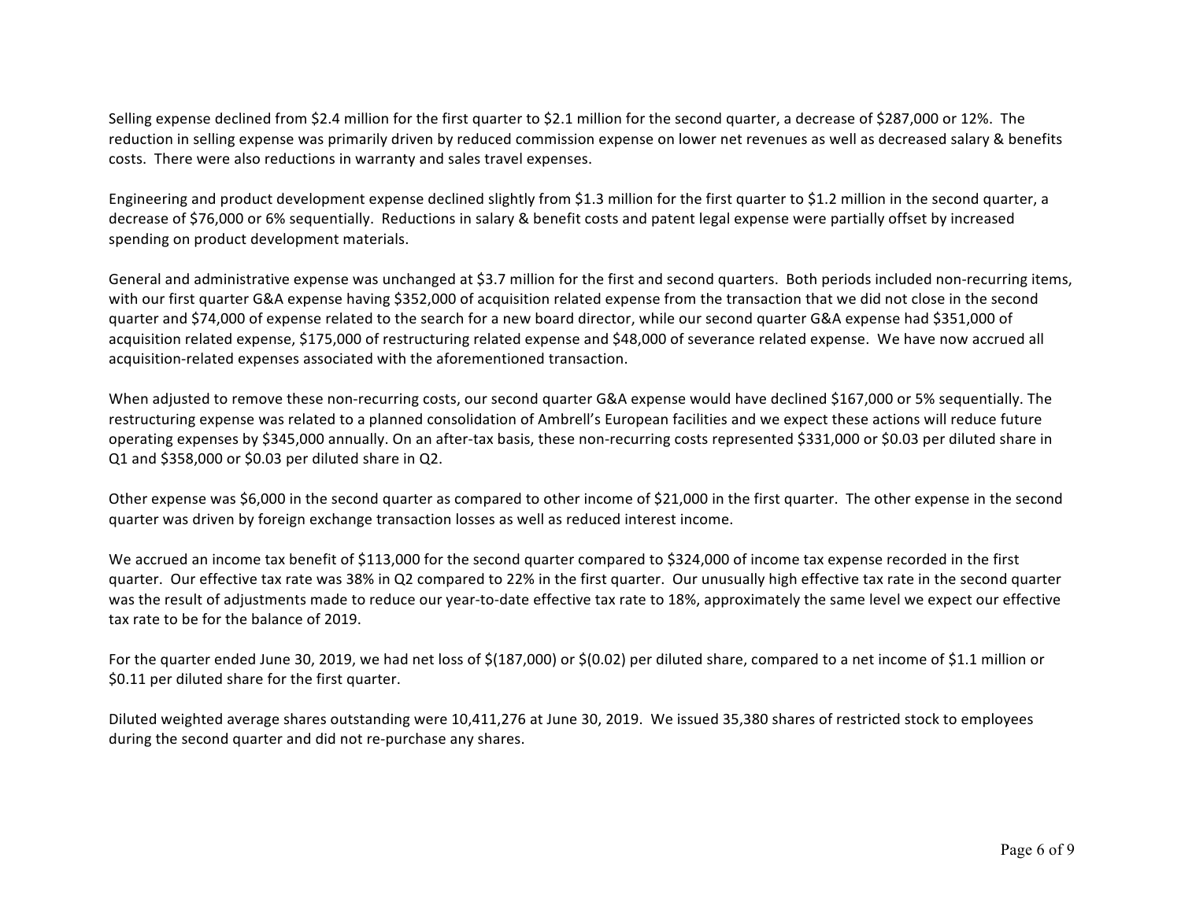Selling expense declined from $2.4 million for the first quarter to $2.1 million for the second quarter, a decrease of $287,000 or 12%. The reduction in selling expense was primarily driven by reduced commission expense on lower net revenues as well as decreased salary & benefits costs. There were also reductions in warranty and sales travel expenses.

Engineering and product development expense declined slightly from $1.3 million for the first quarter to $1.2 million in the second quarter, a decrease of $76,000 or 6% sequentially. Reductions in salary & benefit costs and patent legal expense were partially offset by increased spending on product development materials.

General and administrative expense was unchanged at $3.7 million for the first and second quarters. Both periods included non-recurring items, with our first quarter G&A expense having $352,000 of acquisition related expense from the transaction that we did not close in the second quarter and $74,000 of expense related to the search for a new board director, while our second quarter G&A expense had $351,000 of acquisition related expense, $175,000 of restructuring related expense and $48,000 of severance related expense. We have now accrued all acquisition-related expenses associated with the aforementioned transaction.

When adjusted to remove these non-recurring costs, our second quarter G&A expense would have declined $167,000 or 5% sequentially. The restructuring expense was related to a planned consolidation of Ambrell's European facilities and we expect these actions will reduce future operating expenses by $345,000 annually. On an after-tax basis, these non-recurring costs represented $331,000 or $0.03 per diluted share in Q1 and $358,000 or $0.03 per diluted share in Q2.

Other expense was $6,000 in the second quarter as compared to other income of $21,000 in the first quarter. The other expense in the second quarter was driven by foreign exchange transaction losses as well as reduced interest income.

We accrued an income tax benefit of $113,000 for the second quarter compared to $324,000 of income tax expense recorded in the first quarter. Our effective tax rate was 38% in Q2 compared to 22% in the first quarter. Our unusually high effective tax rate in the second quarter was the result of adjustments made to reduce our year-to-date effective tax rate to 18%, approximately the same level we expect our effective tax rate to be for the balance of 2019.

For the quarter ended June 30, 2019, we had net loss of $(187,000) or $(0.02) per diluted share, compared to a net income of $1.1 million or $0.11 per diluted share for the first quarter.

Diluted weighted average shares outstanding were 10,411,276 at June 30, 2019. We issued 35,380 shares of restricted stock to employees during the second quarter and did not re-purchase any shares.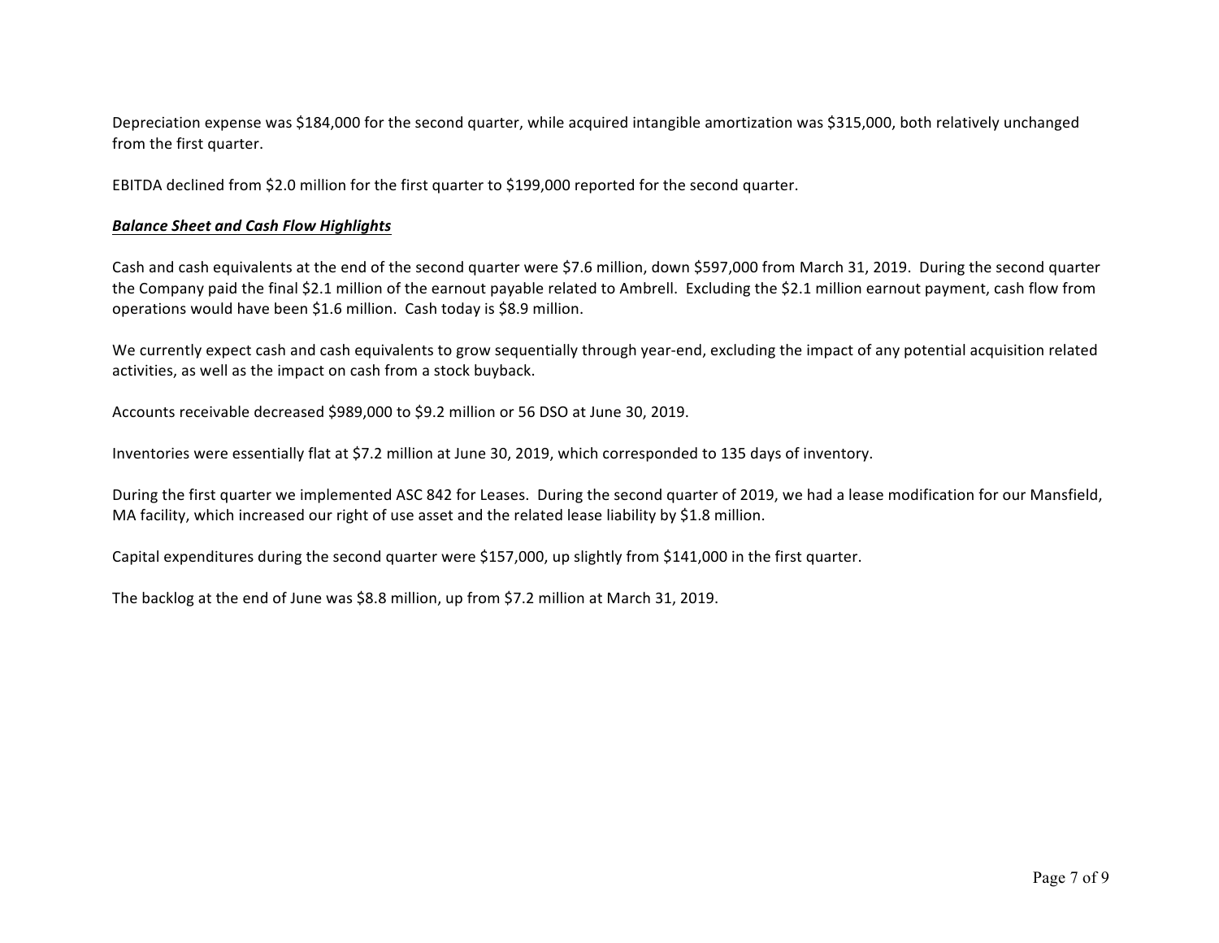Depreciation expense was $184,000 for the second quarter, while acquired intangible amortization was $315,000, both relatively unchanged from the first quarter.

EBITDA declined from $2.0 million for the first quarter to $199,000 reported for the second quarter.

***Balance Sheet and Cash Flow Highlights***

Cash and cash equivalents at the end of the second quarter were $7.6 million, down $597,000 from March 31, 2019. During the second quarter the Company paid the final $2.1 million of the earnout payable related to Ambrell. Excluding the $2.1 million earnout payment, cash flow from operations would have been $1.6 million. Cash today is $8.9 million.

We currently expect cash and cash equivalents to grow sequentially through year-end, excluding the impact of any potential acquisition related activities, as well as the impact on cash from a stock buyback.

Accounts receivable decreased $989,000 to $9.2 million or 56 DSO at June 30, 2019.

Inventories were essentially flat at $7.2 million at June 30, 2019, which corresponded to 135 days of inventory.

During the first quarter we implemented ASC 842 for Leases. During the second quarter of 2019, we had a lease modification for our Mansfield, MA facility, which increased our right of use asset and the related lease liability by $1.8 million.

Capital expenditures during the second quarter were $157,000, up slightly from $141,000 in the first quarter.

The backlog at the end of June was $8.8 million, up from $7.2 million at March 31, 2019.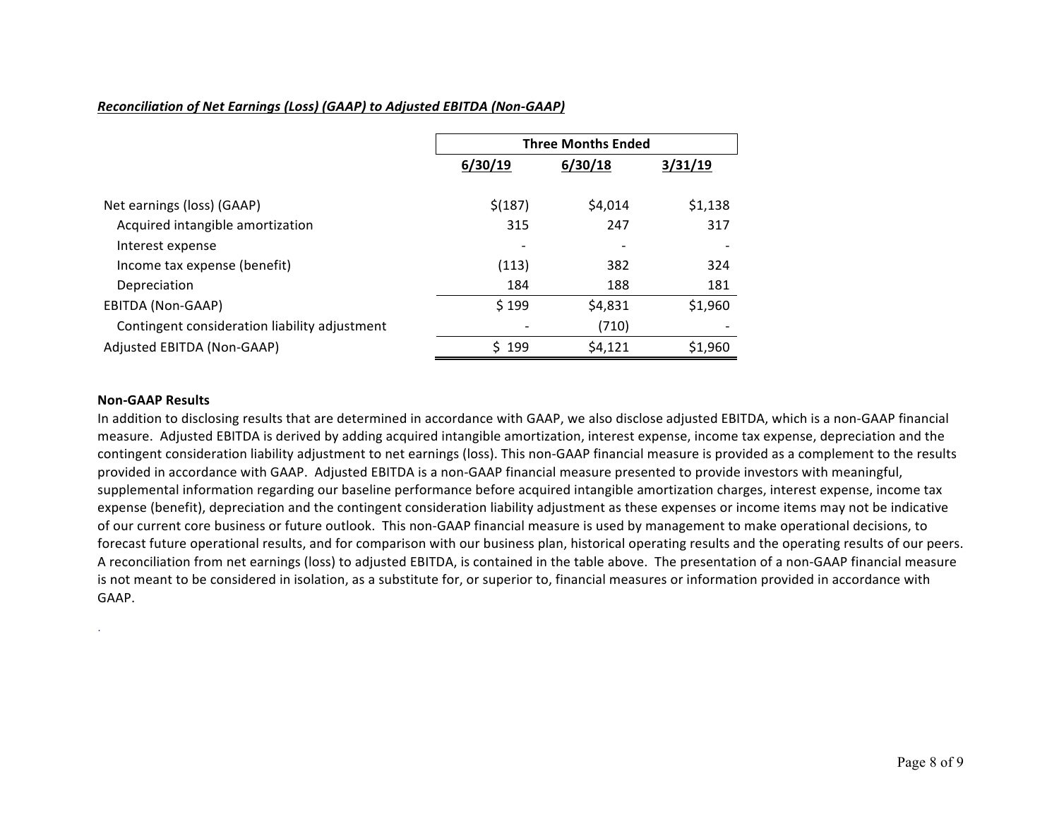***Reconciliation of Net Earnings (Loss) (GAAP) to Adjusted EBITDA (Non-GAAP)***

| | Three Months Ended | | |
|---|---|---|---|
| | 6/30/19 | 6/30/18 | 3/31/19 |
| Net earnings (loss) (GAAP) | $(187) | $4,014 | $1,138 |
| Acquired intangible amortization | 315 | 247 | 317 |
| Interest expense | - | - | - |
| Income tax expense (benefit) | (113) | 382 | 324 |
| Depreciation | 184 | 188 | 181 |
| EBITDA (Non-GAAP) | $ 199 | $4,831 | $1,960 |
| Contingent consideration liability adjustment | - | (710) | - |
| Adjusted EBITDA (Non-GAAP) | $ 199 | $4,121 | $1,960 |

**Non-GAAP Results**

In addition to disclosing results that are determined in accordance with GAAP, we also disclose adjusted EBITDA, which is a non-GAAP financial measure. Adjusted EBITDA is derived by adding acquired intangible amortization, interest expense, income tax expense, depreciation and the contingent consideration liability adjustment to net earnings (loss). This non-GAAP financial measure is provided as a complement to the results provided in accordance with GAAP. Adjusted EBITDA is a non-GAAP financial measure presented to provide investors with meaningful, supplemental information regarding our baseline performance before acquired intangible amortization charges, interest expense, income tax expense (benefit), depreciation and the contingent consideration liability adjustment as these expenses or income items may not be indicative of our current core business or future outlook. This non-GAAP financial measure is used by management to make operational decisions, to forecast future operational results, and for comparison with our business plan, historical operating results and the operating results of our peers. A reconciliation from net earnings (loss) to adjusted EBITDA, is contained in the table above. The presentation of a non-GAAP financial measure is not meant to be considered in isolation, as a substitute for, or superior to, financial measures or information provided in accordance with GAAP.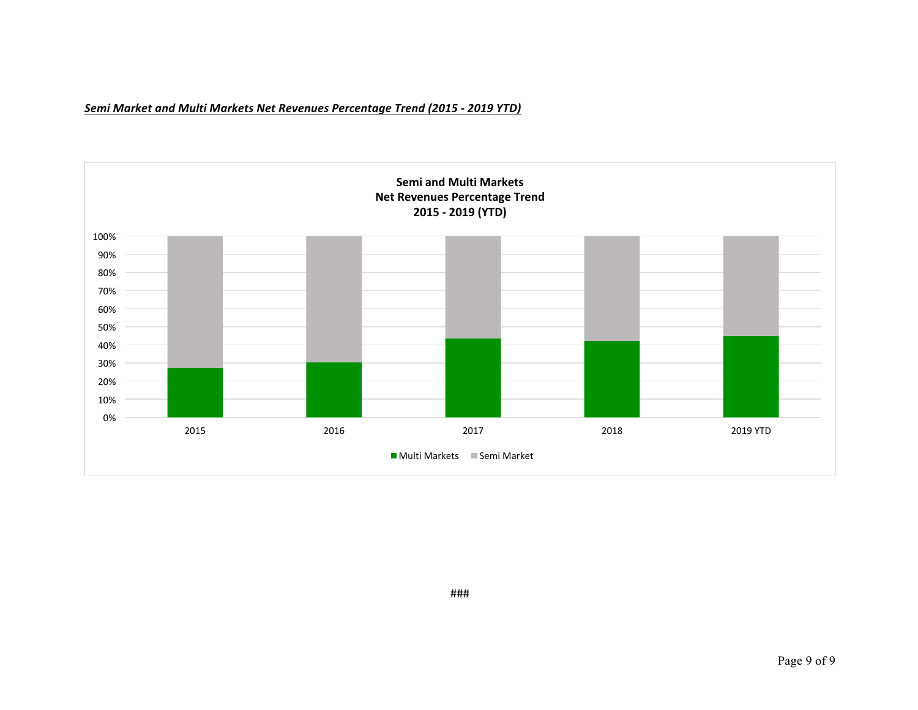***Semi Market and Multi Markets Net Revenues Percentage Trend (2015 - 2019 YTD)***

**Semi and Multi Markets**
**Net Revenues Percentage Trend**
**2015 - 2019 (YTD)**

100%
90%
80%
70%
60%
50%
40%
30%
20%
10%
0%

2015
2016
2017
2018
2019 YTD

Multi Markets
Semi Market

###